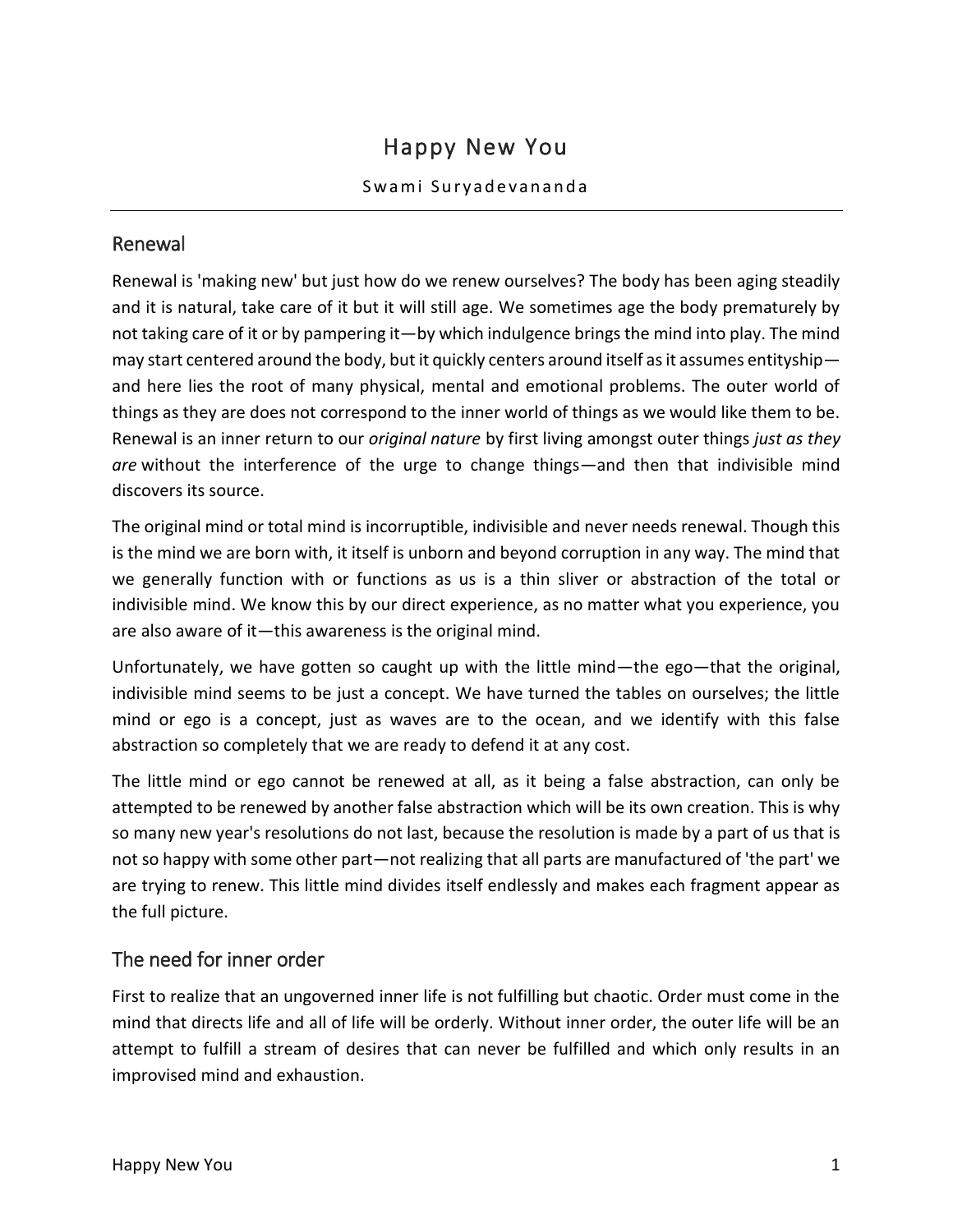# Happy New You

Swami Suryadevananda

## Renewal

Renewal is 'making new' but just how do we renew ourselves? The body has been aging steadily and it is natural, take care of it but it will still age. We sometimes age the body prematurely by not taking care of it or by pampering it—by which indulgence brings the mind into play. The mind may start centered around the body, but it quickly centers around itself as it assumes entityship—and here lies the root of many physical, mental and emotional problems. The outer world of things as they are does not correspond to the inner world of things as we would like them to be. Renewal is an inner return to our *original nature* by first living amongst outer things *just as they are* without the interference of the urge to change things—and then that indivisible mind discovers its source.

The original mind or total mind is incorruptible, indivisible and never needs renewal. Though this is the mind we are born with, it itself is unborn and beyond corruption in any way. The mind that we generally function with or functions as us is a thin sliver or abstraction of the total or indivisible mind. We know this by our direct experience, as no matter what you experience, you are also aware of it—this awareness is the original mind.

Unfortunately, we have gotten so caught up with the little mind—the ego—that the original, indivisible mind seems to be just a concept. We have turned the tables on ourselves; the little mind or ego is a concept, just as waves are to the ocean, and we identify with this false abstraction so completely that we are ready to defend it at any cost.

The little mind or ego cannot be renewed at all, as it being a false abstraction, can only be attempted to be renewed by another false abstraction which will be its own creation. This is why so many new year's resolutions do not last, because the resolution is made by a part of us that is not so happy with some other part—not realizing that all parts are manufactured of 'the part' we are trying to renew. This little mind divides itself endlessly and makes each fragment appear as the full picture.

## The need for inner order

First to realize that an ungoverned inner life is not fulfilling but chaotic. Order must come in the mind that directs life and all of life will be orderly. Without inner order, the outer life will be an attempt to fulfill a stream of desires that can never be fulfilled and which only results in an improvised mind and exhaustion.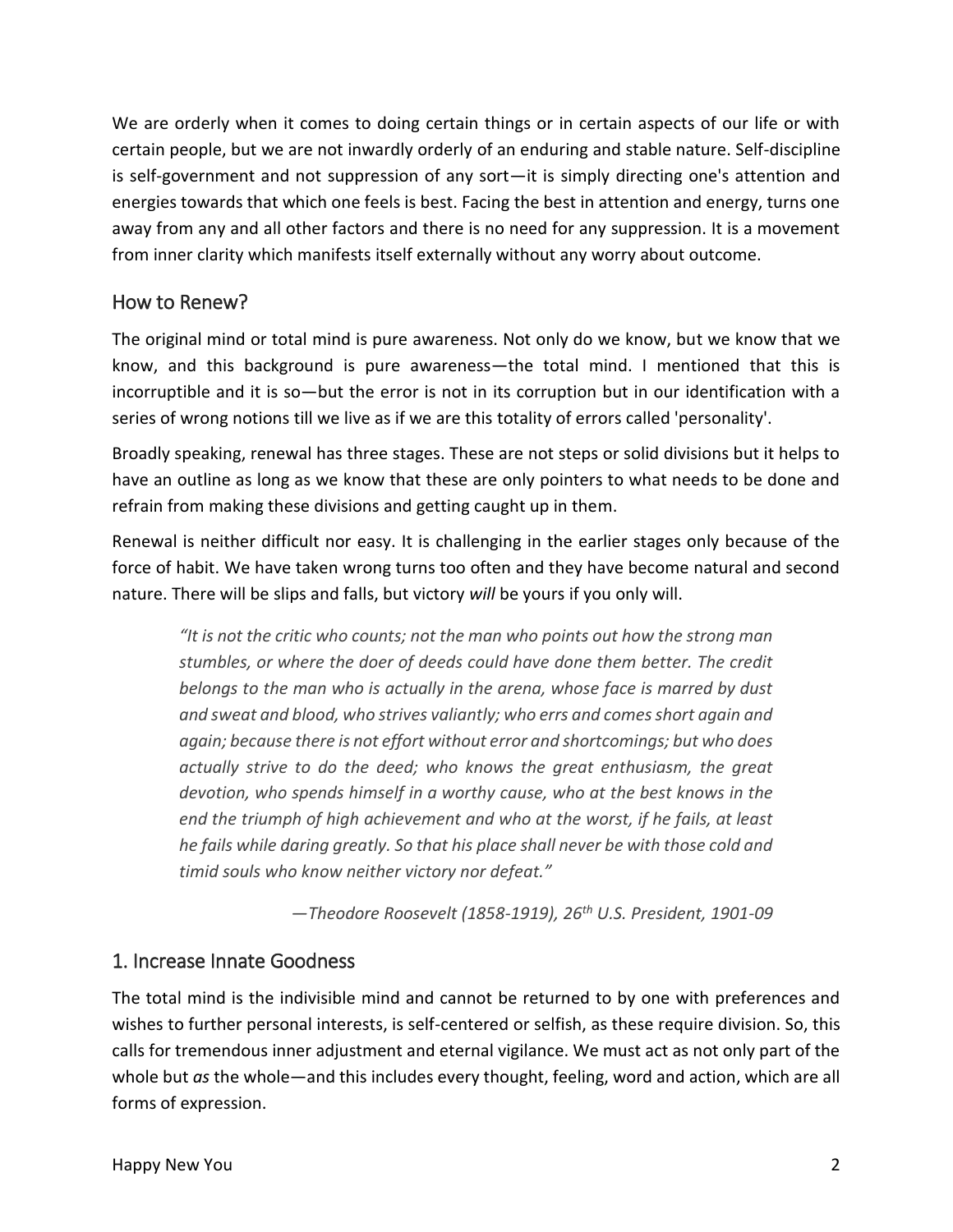We are orderly when it comes to doing certain things or in certain aspects of our life or with certain people, but we are not inwardly orderly of an enduring and stable nature. Self-discipline is self-government and not suppression of any sort—it is simply directing one's attention and energies towards that which one feels is best. Facing the best in attention and energy, turns one away from any and all other factors and there is no need for any suppression. It is a movement from inner clarity which manifests itself externally without any worry about outcome.

## How to Renew?

The original mind or total mind is pure awareness. Not only do we know, but we know that we know, and this background is pure awareness—the total mind. I mentioned that this is incorruptible and it is so—but the error is not in its corruption but in our identification with a series of wrong notions till we live as if we are this totality of errors called 'personality'.

Broadly speaking, renewal has three stages. These are not steps or solid divisions but it helps to have an outline as long as we know that these are only pointers to what needs to be done and refrain from making these divisions and getting caught up in them.

Renewal is neither difficult nor easy. It is challenging in the earlier stages only because of the force of habit. We have taken wrong turns too often and they have become natural and second nature. There will be slips and falls, but victory *will* be yours if you only will.

> *"It is not the critic who counts; not the man who points out how the strong man stumbles, or where the doer of deeds could have done them better. The credit belongs to the man who is actually in the arena, whose face is marred by dust and sweat and blood, who strives valiantly; who errs and comes short again and again; because there is not effort without error and shortcomings; but who does actually strive to do the deed; who knows the great enthusiasm, the great devotion, who spends himself in a worthy cause, who at the best knows in the end the triumph of high achievement and who at the worst, if he fails, at least he fails while daring greatly. So that his place shall never be with those cold and timid souls who know neither victory nor defeat."*
>
> *—Theodore Roosevelt (1858-1919), 26th U.S. President, 1901-09*

## 1. Increase Innate Goodness

The total mind is the indivisible mind and cannot be returned to by one with preferences and wishes to further personal interests, is self-centered or selfish, as these require division. So, this calls for tremendous inner adjustment and eternal vigilance. We must act as not only part of the whole but *as* the whole—and this includes every thought, feeling, word and action, which are all forms of expression.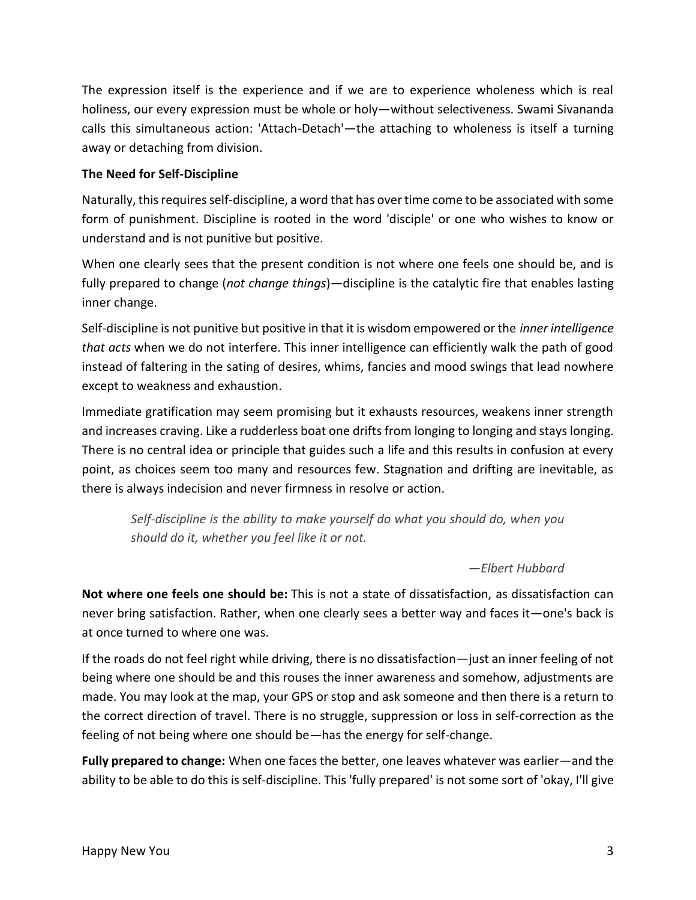The expression itself is the experience and if we are to experience wholeness which is real holiness, our every expression must be whole or holy—without selectiveness. Swami Sivananda calls this simultaneous action: 'Attach-Detach'—the attaching to wholeness is itself a turning away or detaching from division.

### The Need for Self-Discipline

Naturally, this requires self-discipline, a word that has over time come to be associated with some form of punishment. Discipline is rooted in the word 'disciple' or one who wishes to know or understand and is not punitive but positive.

When one clearly sees that the present condition is not where one feels one should be, and is fully prepared to change (*not change things*)—discipline is the catalytic fire that enables lasting inner change.

Self-discipline is not punitive but positive in that it is wisdom empowered or the *inner intelligence that acts* when we do not interfere. This inner intelligence can efficiently walk the path of good instead of faltering in the sating of desires, whims, fancies and mood swings that lead nowhere except to weakness and exhaustion.

Immediate gratification may seem promising but it exhausts resources, weakens inner strength and increases craving. Like a rudderless boat one drifts from longing to longing and stays longing. There is no central idea or principle that guides such a life and this results in confusion at every point, as choices seem too many and resources few. Stagnation and drifting are inevitable, as there is always indecision and never firmness in resolve or action.

> *Self-discipline is the ability to make yourself do what you should do, when you should do it, whether you feel like it or not.*
>
> *—Elbert Hubbard*

**Not where one feels one should be:** This is not a state of dissatisfaction, as dissatisfaction can never bring satisfaction. Rather, when one clearly sees a better way and faces it—one's back is at once turned to where one was.

If the roads do not feel right while driving, there is no dissatisfaction—just an inner feeling of not being where one should be and this rouses the inner awareness and somehow, adjustments are made. You may look at the map, your GPS or stop and ask someone and then there is a return to the correct direction of travel. There is no struggle, suppression or loss in self-correction as the feeling of not being where one should be—has the energy for self-change.

**Fully prepared to change:** When one faces the better, one leaves whatever was earlier—and the ability to be able to do this is self-discipline. This 'fully prepared' is not some sort of 'okay, I'll give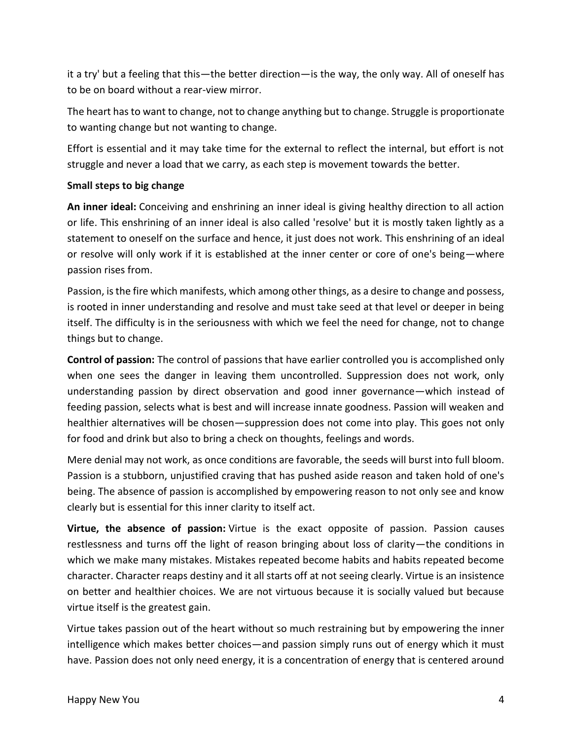it a try' but a feeling that this—the better direction—is the way, the only way. All of oneself has to be on board without a rear-view mirror.

The heart has to want to change, not to change anything but to change. Struggle is proportionate to wanting change but not wanting to change.

Effort is essential and it may take time for the external to reflect the internal, but effort is not struggle and never a load that we carry, as each step is movement towards the better.

**Small steps to big change**

**An inner ideal:** Conceiving and enshrining an inner ideal is giving healthy direction to all action or life. This enshrining of an inner ideal is also called 'resolve' but it is mostly taken lightly as a statement to oneself on the surface and hence, it just does not work. This enshrining of an ideal or resolve will only work if it is established at the inner center or core of one's being—where passion rises from.

Passion, is the fire which manifests, which among other things, as a desire to change and possess, is rooted in inner understanding and resolve and must take seed at that level or deeper in being itself. The difficulty is in the seriousness with which we feel the need for change, not to change things but to change.

**Control of passion:** The control of passions that have earlier controlled you is accomplished only when one sees the danger in leaving them uncontrolled. Suppression does not work, only understanding passion by direct observation and good inner governance—which instead of feeding passion, selects what is best and will increase innate goodness. Passion will weaken and healthier alternatives will be chosen—suppression does not come into play. This goes not only for food and drink but also to bring a check on thoughts, feelings and words.

Mere denial may not work, as once conditions are favorable, the seeds will burst into full bloom. Passion is a stubborn, unjustified craving that has pushed aside reason and taken hold of one's being. The absence of passion is accomplished by empowering reason to not only see and know clearly but is essential for this inner clarity to itself act.

**Virtue, the absence of passion:** Virtue is the exact opposite of passion. Passion causes restlessness and turns off the light of reason bringing about loss of clarity—the conditions in which we make many mistakes. Mistakes repeated become habits and habits repeated become character. Character reaps destiny and it all starts off at not seeing clearly. Virtue is an insistence on better and healthier choices. We are not virtuous because it is socially valued but because virtue itself is the greatest gain.

Virtue takes passion out of the heart without so much restraining but by empowering the inner intelligence which makes better choices—and passion simply runs out of energy which it must have. Passion does not only need energy, it is a concentration of energy that is centered around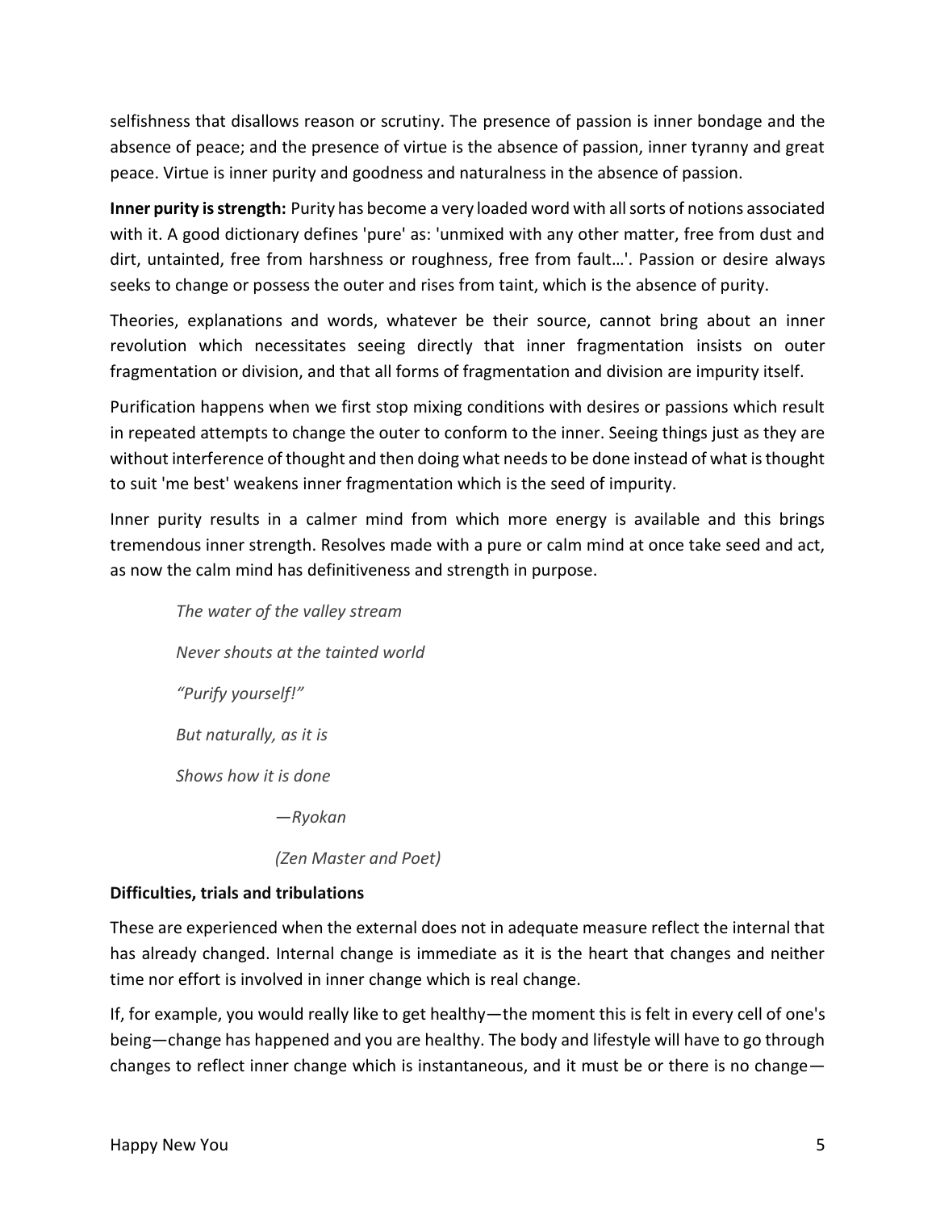selfishness that disallows reason or scrutiny. The presence of passion is inner bondage and the absence of peace; and the presence of virtue is the absence of passion, inner tyranny and great peace. Virtue is inner purity and goodness and naturalness in the absence of passion.

**Inner purity is strength:** Purity has become a very loaded word with all sorts of notions associated with it. A good dictionary defines 'pure' as: 'unmixed with any other matter, free from dust and dirt, untainted, free from harshness or roughness, free from fault…'. Passion or desire always seeks to change or possess the outer and rises from taint, which is the absence of purity.

Theories, explanations and words, whatever be their source, cannot bring about an inner revolution which necessitates seeing directly that inner fragmentation insists on outer fragmentation or division, and that all forms of fragmentation and division are impurity itself.

Purification happens when we first stop mixing conditions with desires or passions which result in repeated attempts to change the outer to conform to the inner. Seeing things just as they are without interference of thought and then doing what needs to be done instead of what is thought to suit 'me best' weakens inner fragmentation which is the seed of impurity.

Inner purity results in a calmer mind from which more energy is available and this brings tremendous inner strength. Resolves made with a pure or calm mind at once take seed and act, as now the calm mind has definitiveness and strength in purpose.

> *The water of the valley stream*
>
> *Never shouts at the tainted world*
>
> *"Purify yourself!"*
>
> *But naturally, as it is*
>
> *Shows how it is done*
>
> *—Ryokan*
>
> *(Zen Master and Poet)*

**Difficulties, trials and tribulations**

These are experienced when the external does not in adequate measure reflect the internal that has already changed. Internal change is immediate as it is the heart that changes and neither time nor effort is involved in inner change which is real change.

If, for example, you would really like to get healthy—the moment this is felt in every cell of one's being—change has happened and you are healthy. The body and lifestyle will have to go through changes to reflect inner change which is instantaneous, and it must be or there is no change—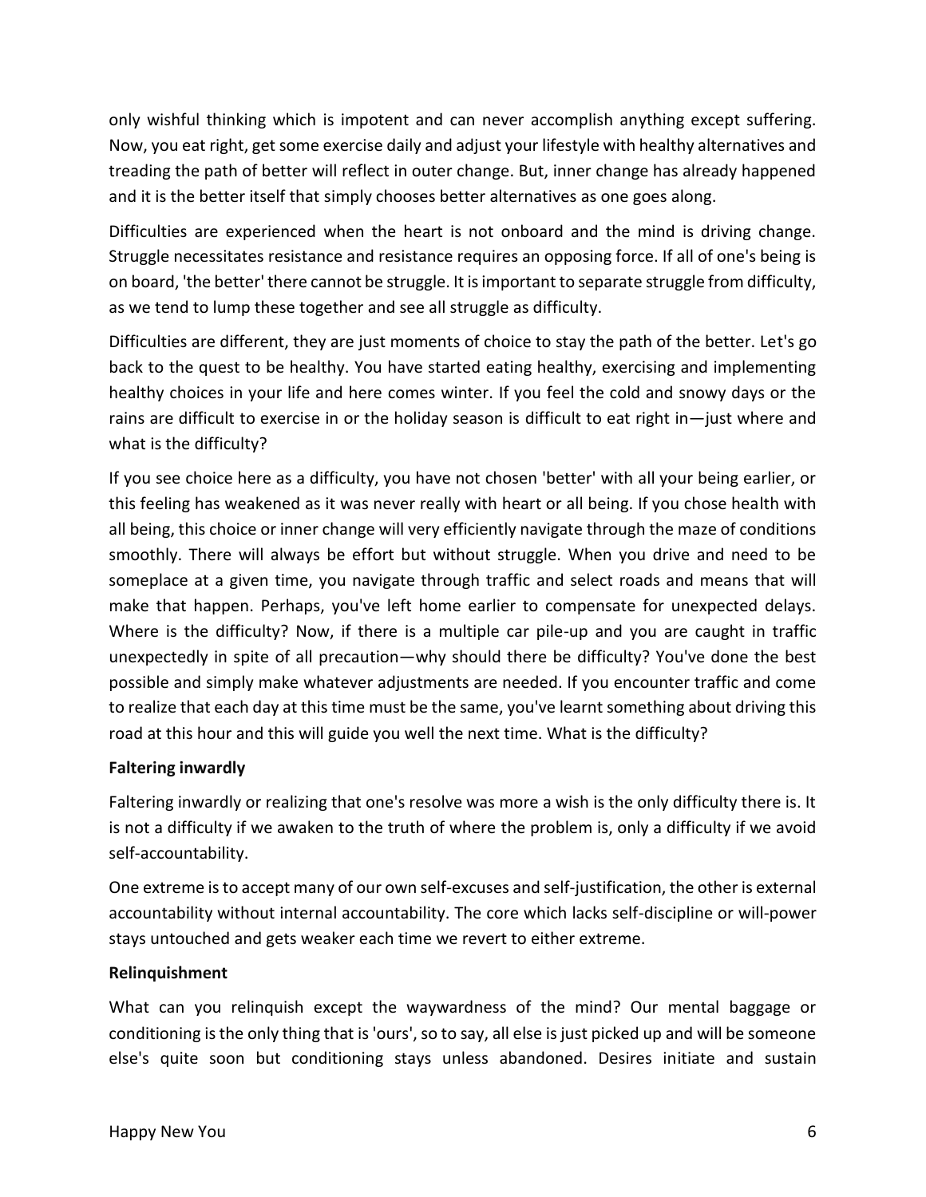only wishful thinking which is impotent and can never accomplish anything except suffering. Now, you eat right, get some exercise daily and adjust your lifestyle with healthy alternatives and treading the path of better will reflect in outer change. But, inner change has already happened and it is the better itself that simply chooses better alternatives as one goes along.

Difficulties are experienced when the heart is not onboard and the mind is driving change. Struggle necessitates resistance and resistance requires an opposing force. If all of one's being is on board, 'the better' there cannot be struggle. It is important to separate struggle from difficulty, as we tend to lump these together and see all struggle as difficulty.

Difficulties are different, they are just moments of choice to stay the path of the better. Let's go back to the quest to be healthy. You have started eating healthy, exercising and implementing healthy choices in your life and here comes winter. If you feel the cold and snowy days or the rains are difficult to exercise in or the holiday season is difficult to eat right in—just where and what is the difficulty?

If you see choice here as a difficulty, you have not chosen 'better' with all your being earlier, or this feeling has weakened as it was never really with heart or all being. If you chose health with all being, this choice or inner change will very efficiently navigate through the maze of conditions smoothly. There will always be effort but without struggle. When you drive and need to be someplace at a given time, you navigate through traffic and select roads and means that will make that happen. Perhaps, you've left home earlier to compensate for unexpected delays. Where is the difficulty? Now, if there is a multiple car pile-up and you are caught in traffic unexpectedly in spite of all precaution—why should there be difficulty? You've done the best possible and simply make whatever adjustments are needed. If you encounter traffic and come to realize that each day at this time must be the same, you've learnt something about driving this road at this hour and this will guide you well the next time. What is the difficulty?

**Faltering inwardly**

Faltering inwardly or realizing that one's resolve was more a wish is the only difficulty there is. It is not a difficulty if we awaken to the truth of where the problem is, only a difficulty if we avoid self-accountability.

One extreme is to accept many of our own self-excuses and self-justification, the other is external accountability without internal accountability. The core which lacks self-discipline or will-power stays untouched and gets weaker each time we revert to either extreme.

**Relinquishment**

What can you relinquish except the waywardness of the mind? Our mental baggage or conditioning is the only thing that is 'ours', so to say, all else is just picked up and will be someone else's quite soon but conditioning stays unless abandoned. Desires initiate and sustain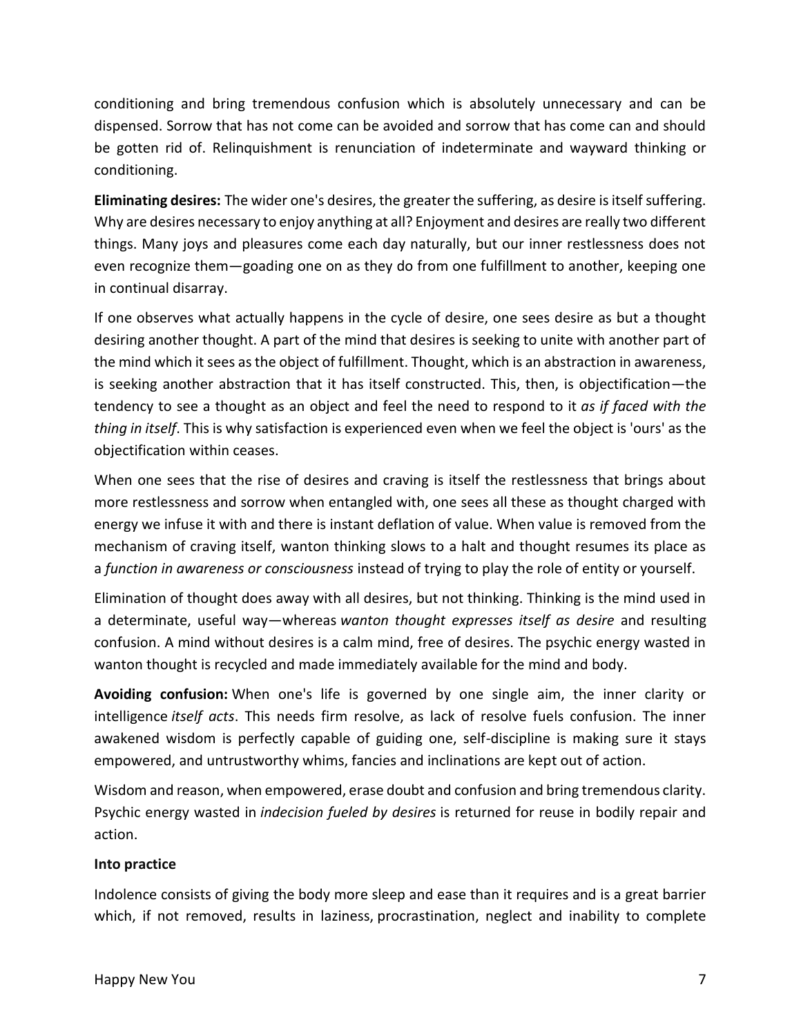conditioning and bring tremendous confusion which is absolutely unnecessary and can be dispensed. Sorrow that has not come can be avoided and sorrow that has come can and should be gotten rid of. Relinquishment is renunciation of indeterminate and wayward thinking or conditioning.

**Eliminating desires:** The wider one's desires, the greater the suffering, as desire is itself suffering. Why are desires necessary to enjoy anything at all? Enjoyment and desires are really two different things. Many joys and pleasures come each day naturally, but our inner restlessness does not even recognize them—goading one on as they do from one fulfillment to another, keeping one in continual disarray.

If one observes what actually happens in the cycle of desire, one sees desire as but a thought desiring another thought. A part of the mind that desires is seeking to unite with another part of the mind which it sees as the object of fulfillment. Thought, which is an abstraction in awareness, is seeking another abstraction that it has itself constructed. This, then, is objectification—the tendency to see a thought as an object and feel the need to respond to it *as if faced with the thing in itself*. This is why satisfaction is experienced even when we feel the object is 'ours' as the objectification within ceases.

When one sees that the rise of desires and craving is itself the restlessness that brings about more restlessness and sorrow when entangled with, one sees all these as thought charged with energy we infuse it with and there is instant deflation of value. When value is removed from the mechanism of craving itself, wanton thinking slows to a halt and thought resumes its place as a *function in awareness or consciousness* instead of trying to play the role of entity or yourself.

Elimination of thought does away with all desires, but not thinking. Thinking is the mind used in a determinate, useful way—whereas *wanton thought expresses itself as desire* and resulting confusion. A mind without desires is a calm mind, free of desires. The psychic energy wasted in wanton thought is recycled and made immediately available for the mind and body.

**Avoiding confusion:** When one's life is governed by one single aim, the inner clarity or intelligence *itself acts*. This needs firm resolve, as lack of resolve fuels confusion. The inner awakened wisdom is perfectly capable of guiding one, self-discipline is making sure it stays empowered, and untrustworthy whims, fancies and inclinations are kept out of action.

Wisdom and reason, when empowered, erase doubt and confusion and bring tremendous clarity. Psychic energy wasted in *indecision fueled by desires* is returned for reuse in bodily repair and action.

**Into practice**

Indolence consists of giving the body more sleep and ease than it requires and is a great barrier which, if not removed, results in laziness, procrastination, neglect and inability to complete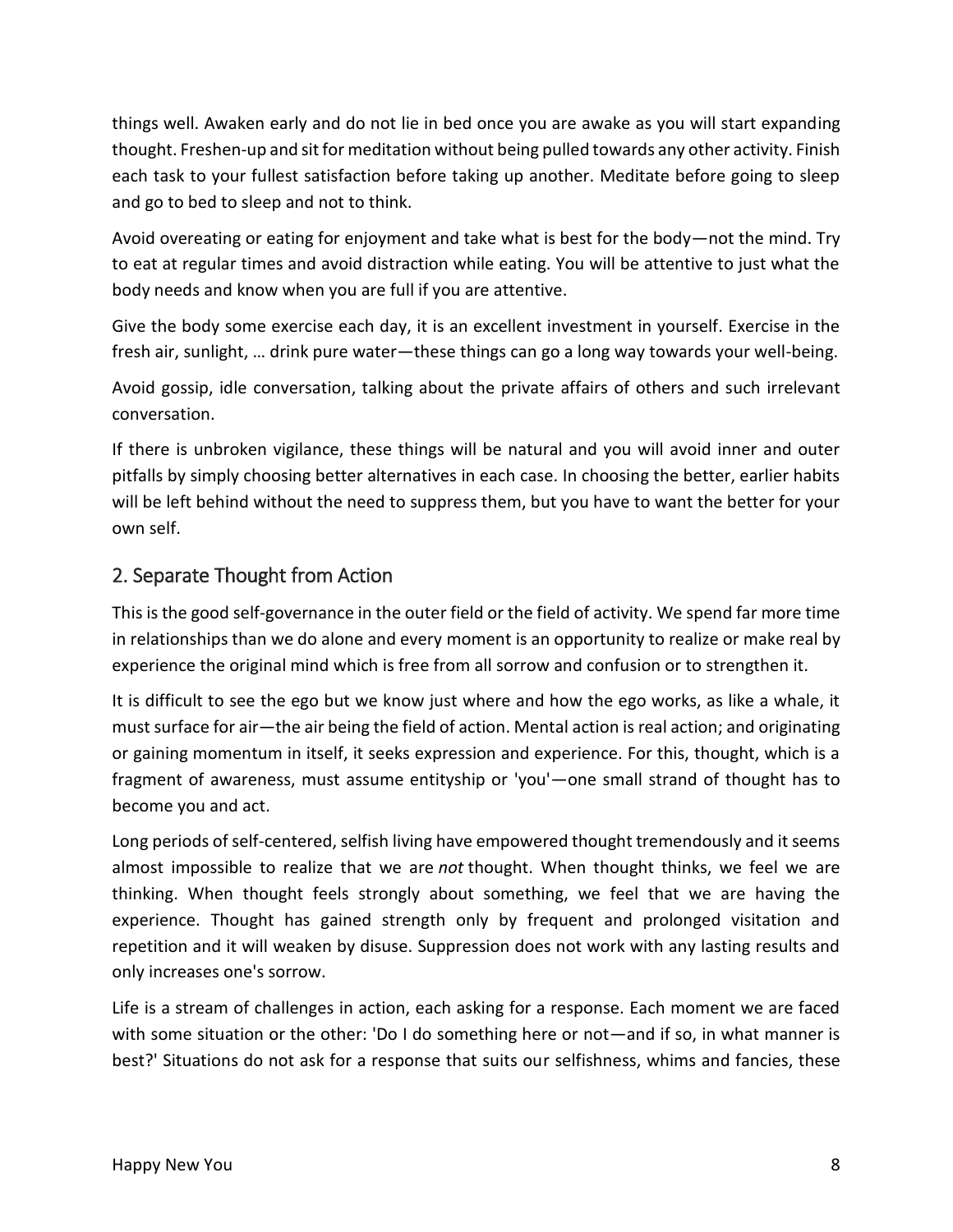things well. Awaken early and do not lie in bed once you are awake as you will start expanding thought. Freshen-up and sit for meditation without being pulled towards any other activity. Finish each task to your fullest satisfaction before taking up another. Meditate before going to sleep and go to bed to sleep and not to think.

Avoid overeating or eating for enjoyment and take what is best for the body—not the mind. Try to eat at regular times and avoid distraction while eating. You will be attentive to just what the body needs and know when you are full if you are attentive.

Give the body some exercise each day, it is an excellent investment in yourself. Exercise in the fresh air, sunlight, … drink pure water—these things can go a long way towards your well-being.

Avoid gossip, idle conversation, talking about the private affairs of others and such irrelevant conversation.

If there is unbroken vigilance, these things will be natural and you will avoid inner and outer pitfalls by simply choosing better alternatives in each case. In choosing the better, earlier habits will be left behind without the need to suppress them, but you have to want the better for your own self.

## 2. Separate Thought from Action

This is the good self-governance in the outer field or the field of activity. We spend far more time in relationships than we do alone and every moment is an opportunity to realize or make real by experience the original mind which is free from all sorrow and confusion or to strengthen it.

It is difficult to see the ego but we know just where and how the ego works, as like a whale, it must surface for air—the air being the field of action. Mental action is real action; and originating or gaining momentum in itself, it seeks expression and experience. For this, thought, which is a fragment of awareness, must assume entityship or 'you'—one small strand of thought has to become you and act.

Long periods of self-centered, selfish living have empowered thought tremendously and it seems almost impossible to realize that we are *not* thought. When thought thinks, we feel we are thinking. When thought feels strongly about something, we feel that we are having the experience. Thought has gained strength only by frequent and prolonged visitation and repetition and it will weaken by disuse. Suppression does not work with any lasting results and only increases one's sorrow.

Life is a stream of challenges in action, each asking for a response. Each moment we are faced with some situation or the other: 'Do I do something here or not—and if so, in what manner is best?' Situations do not ask for a response that suits our selfishness, whims and fancies, these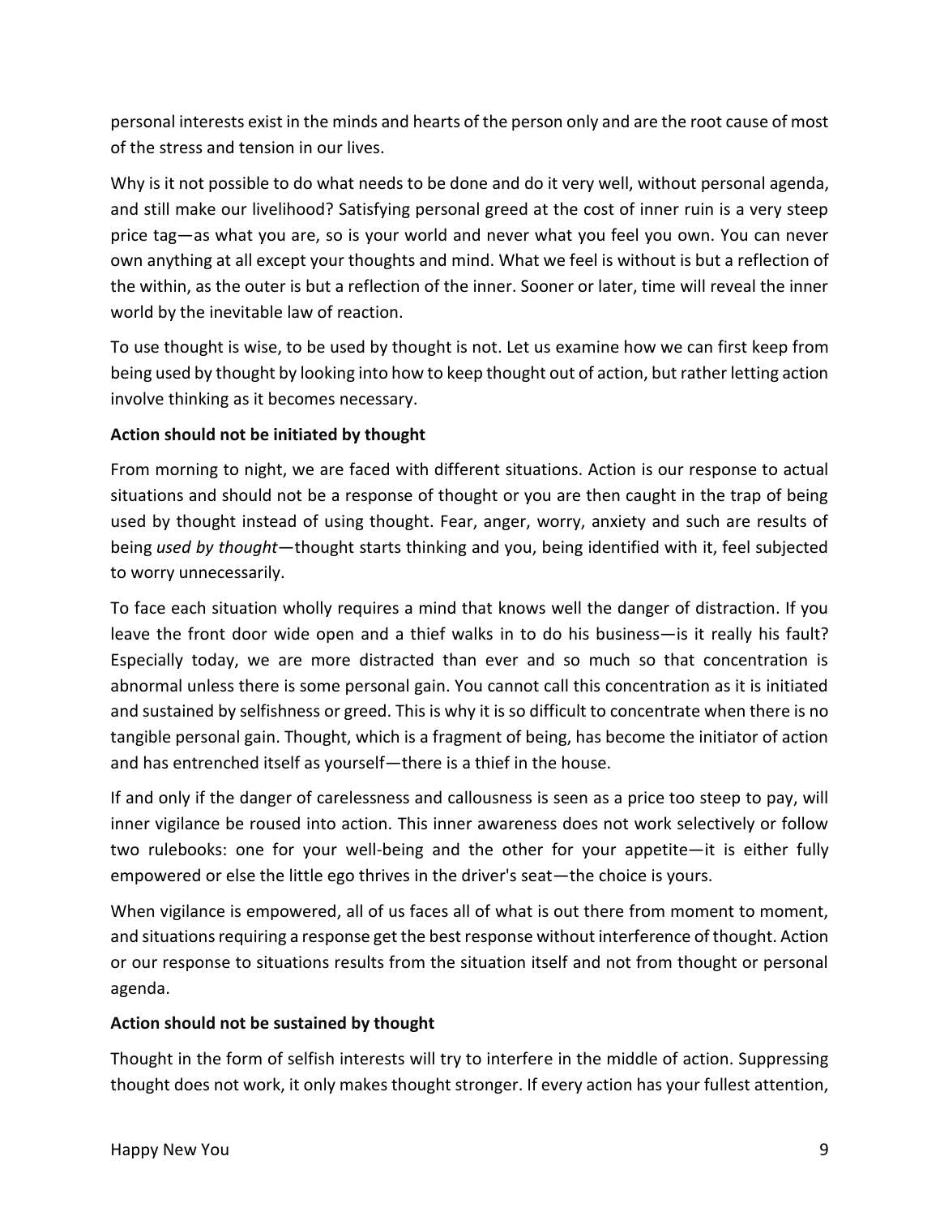personal interests exist in the minds and hearts of the person only and are the root cause of most of the stress and tension in our lives.

Why is it not possible to do what needs to be done and do it very well, without personal agenda, and still make our livelihood? Satisfying personal greed at the cost of inner ruin is a very steep price tag—as what you are, so is your world and never what you feel you own. You can never own anything at all except your thoughts and mind. What we feel is without is but a reflection of the within, as the outer is but a reflection of the inner. Sooner or later, time will reveal the inner world by the inevitable law of reaction.

To use thought is wise, to be used by thought is not. Let us examine how we can first keep from being used by thought by looking into how to keep thought out of action, but rather letting action involve thinking as it becomes necessary.

**Action should not be initiated by thought**

From morning to night, we are faced with different situations. Action is our response to actual situations and should not be a response of thought or you are then caught in the trap of being used by thought instead of using thought. Fear, anger, worry, anxiety and such are results of being *used by thought*—thought starts thinking and you, being identified with it, feel subjected to worry unnecessarily.

To face each situation wholly requires a mind that knows well the danger of distraction. If you leave the front door wide open and a thief walks in to do his business—is it really his fault? Especially today, we are more distracted than ever and so much so that concentration is abnormal unless there is some personal gain. You cannot call this concentration as it is initiated and sustained by selfishness or greed. This is why it is so difficult to concentrate when there is no tangible personal gain. Thought, which is a fragment of being, has become the initiator of action and has entrenched itself as yourself—there is a thief in the house.

If and only if the danger of carelessness and callousness is seen as a price too steep to pay, will inner vigilance be roused into action. This inner awareness does not work selectively or follow two rulebooks: one for your well-being and the other for your appetite—it is either fully empowered or else the little ego thrives in the driver's seat—the choice is yours.

When vigilance is empowered, all of us faces all of what is out there from moment to moment, and situations requiring a response get the best response without interference of thought. Action or our response to situations results from the situation itself and not from thought or personal agenda.

**Action should not be sustained by thought**

Thought in the form of selfish interests will try to interfere in the middle of action. Suppressing thought does not work, it only makes thought stronger. If every action has your fullest attention,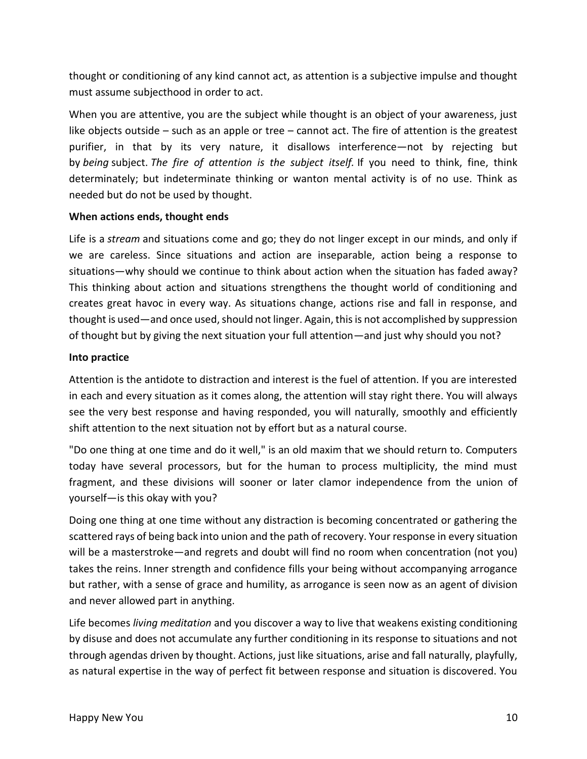thought or conditioning of any kind cannot act, as attention is a subjective impulse and thought must assume subjecthood in order to act.

When you are attentive, you are the subject while thought is an object of your awareness, just like objects outside – such as an apple or tree – cannot act. The fire of attention is the greatest purifier, in that by its very nature, it disallows interference—not by rejecting but by *being* subject. *The fire of attention is the subject itself*. If you need to think, fine, think determinately; but indeterminate thinking or wanton mental activity is of no use. Think as needed but do not be used by thought.

**When actions ends, thought ends**

Life is a *stream* and situations come and go; they do not linger except in our minds, and only if we are careless. Since situations and action are inseparable, action being a response to situations—why should we continue to think about action when the situation has faded away? This thinking about action and situations strengthens the thought world of conditioning and creates great havoc in every way. As situations change, actions rise and fall in response, and thought is used—and once used, should not linger. Again, this is not accomplished by suppression of thought but by giving the next situation your full attention—and just why should you not?

**Into practice**

Attention is the antidote to distraction and interest is the fuel of attention. If you are interested in each and every situation as it comes along, the attention will stay right there. You will always see the very best response and having responded, you will naturally, smoothly and efficiently shift attention to the next situation not by effort but as a natural course.

"Do one thing at one time and do it well," is an old maxim that we should return to. Computers today have several processors, but for the human to process multiplicity, the mind must fragment, and these divisions will sooner or later clamor independence from the union of yourself—is this okay with you?

Doing one thing at one time without any distraction is becoming concentrated or gathering the scattered rays of being back into union and the path of recovery. Your response in every situation will be a masterstroke—and regrets and doubt will find no room when concentration (not you) takes the reins. Inner strength and confidence fills your being without accompanying arrogance but rather, with a sense of grace and humility, as arrogance is seen now as an agent of division and never allowed part in anything.

Life becomes *living meditation* and you discover a way to live that weakens existing conditioning by disuse and does not accumulate any further conditioning in its response to situations and not through agendas driven by thought. Actions, just like situations, arise and fall naturally, playfully, as natural expertise in the way of perfect fit between response and situation is discovered. You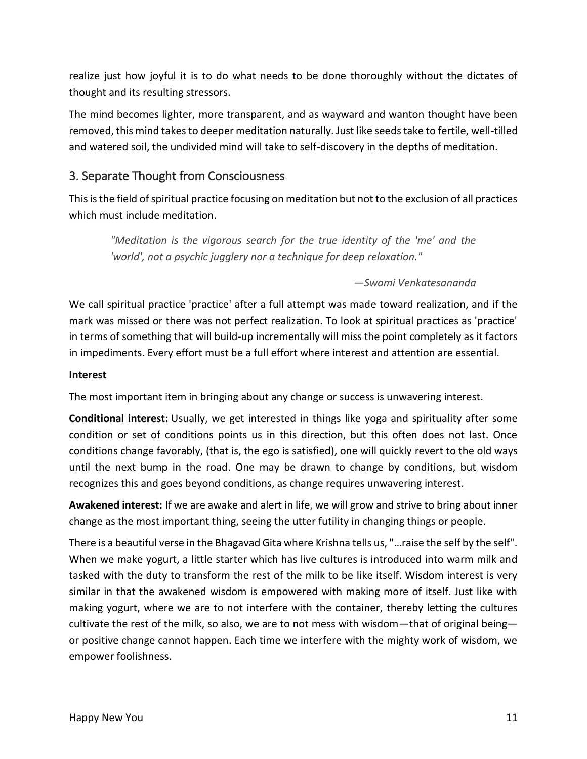realize just how joyful it is to do what needs to be done thoroughly without the dictates of thought and its resulting stressors.

The mind becomes lighter, more transparent, and as wayward and wanton thought have been removed, this mind takes to deeper meditation naturally. Just like seeds take to fertile, well-tilled and watered soil, the undivided mind will take to self-discovery in the depths of meditation.

## 3. Separate Thought from Consciousness

This is the field of spiritual practice focusing on meditation but not to the exclusion of all practices which must include meditation.

> *"Meditation is the vigorous search for the true identity of the 'me' and the 'world', not a psychic jugglery nor a technique for deep relaxation."*
>
> *—Swami Venkatesananda*

We call spiritual practice 'practice' after a full attempt was made toward realization, and if the mark was missed or there was not perfect realization. To look at spiritual practices as 'practice' in terms of something that will build-up incrementally will miss the point completely as it factors in impediments. Every effort must be a full effort where interest and attention are essential.

**Interest**

The most important item in bringing about any change or success is unwavering interest.

**Conditional interest:** Usually, we get interested in things like yoga and spirituality after some condition or set of conditions points us in this direction, but this often does not last. Once conditions change favorably, (that is, the ego is satisfied), one will quickly revert to the old ways until the next bump in the road. One may be drawn to change by conditions, but wisdom recognizes this and goes beyond conditions, as change requires unwavering interest.

**Awakened interest:** If we are awake and alert in life, we will grow and strive to bring about inner change as the most important thing, seeing the utter futility in changing things or people.

There is a beautiful verse in the Bhagavad Gita where Krishna tells us, "…raise the self by the self". When we make yogurt, a little starter which has live cultures is introduced into warm milk and tasked with the duty to transform the rest of the milk to be like itself. Wisdom interest is very similar in that the awakened wisdom is empowered with making more of itself. Just like with making yogurt, where we are to not interfere with the container, thereby letting the cultures cultivate the rest of the milk, so also, we are to not mess with wisdom—that of original being—or positive change cannot happen. Each time we interfere with the mighty work of wisdom, we empower foolishness.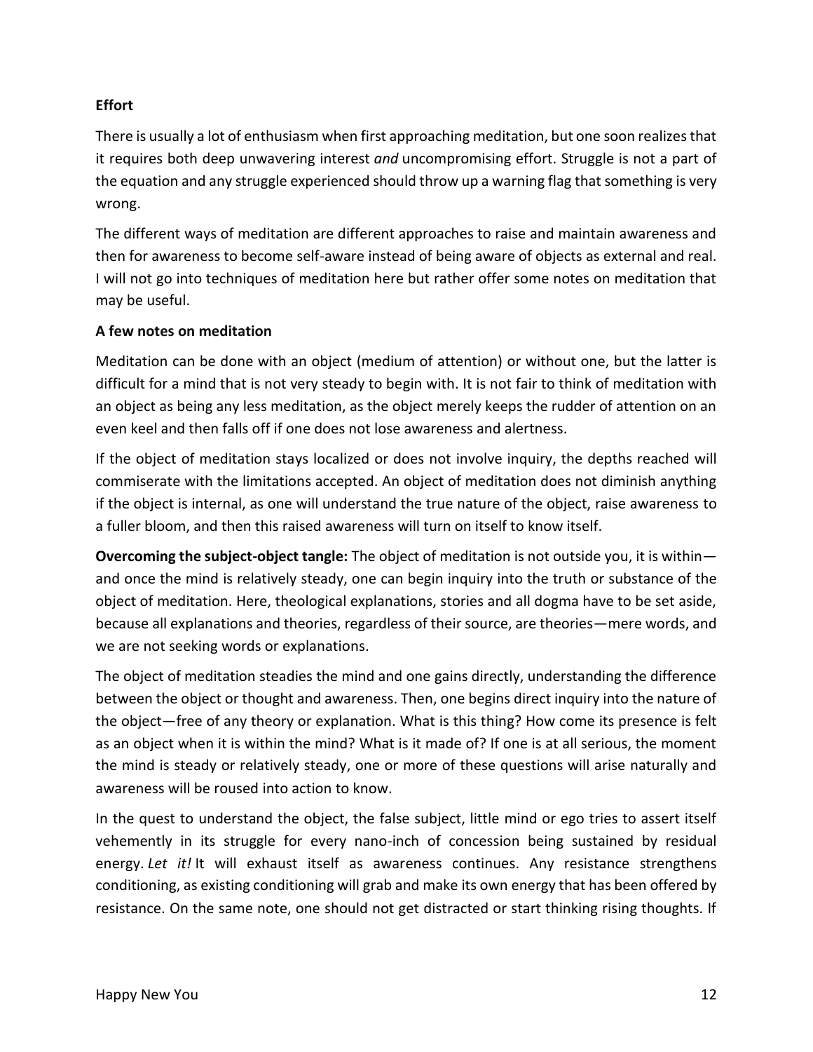**Effort**

There is usually a lot of enthusiasm when first approaching meditation, but one soon realizes that it requires both deep unwavering interest *and* uncompromising effort. Struggle is not a part of the equation and any struggle experienced should throw up a warning flag that something is very wrong.

The different ways of meditation are different approaches to raise and maintain awareness and then for awareness to become self-aware instead of being aware of objects as external and real. I will not go into techniques of meditation here but rather offer some notes on meditation that may be useful.

**A few notes on meditation**

Meditation can be done with an object (medium of attention) or without one, but the latter is difficult for a mind that is not very steady to begin with. It is not fair to think of meditation with an object as being any less meditation, as the object merely keeps the rudder of attention on an even keel and then falls off if one does not lose awareness and alertness.

If the object of meditation stays localized or does not involve inquiry, the depths reached will commiserate with the limitations accepted. An object of meditation does not diminish anything if the object is internal, as one will understand the true nature of the object, raise awareness to a fuller bloom, and then this raised awareness will turn on itself to know itself.

**Overcoming the subject-object tangle:** The object of meditation is not outside you, it is within—and once the mind is relatively steady, one can begin inquiry into the truth or substance of the object of meditation. Here, theological explanations, stories and all dogma have to be set aside, because all explanations and theories, regardless of their source, are theories—mere words, and we are not seeking words or explanations.

The object of meditation steadies the mind and one gains directly, understanding the difference between the object or thought and awareness. Then, one begins direct inquiry into the nature of the object—free of any theory or explanation. What is this thing? How come its presence is felt as an object when it is within the mind? What is it made of? If one is at all serious, the moment the mind is steady or relatively steady, one or more of these questions will arise naturally and awareness will be roused into action to know.

In the quest to understand the object, the false subject, little mind or ego tries to assert itself vehemently in its struggle for every nano-inch of concession being sustained by residual energy. *Let it!* It will exhaust itself as awareness continues. Any resistance strengthens conditioning, as existing conditioning will grab and make its own energy that has been offered by resistance. On the same note, one should not get distracted or start thinking rising thoughts. If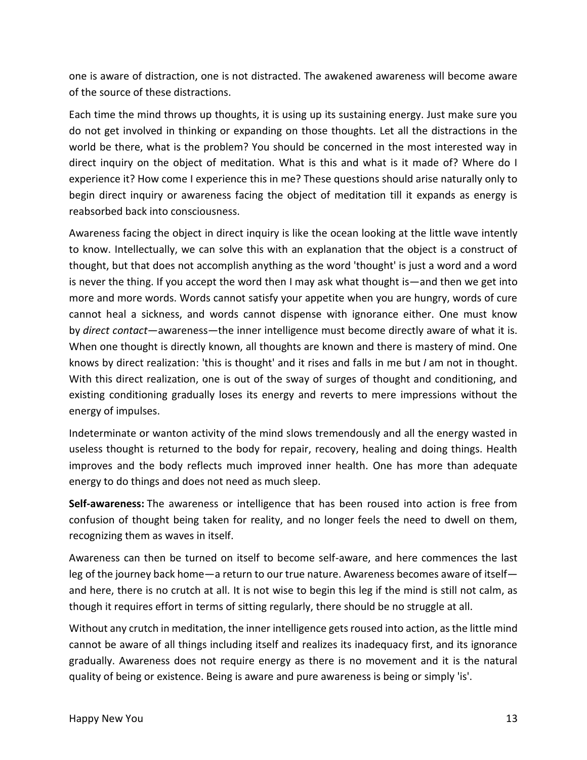one is aware of distraction, one is not distracted. The awakened awareness will become aware of the source of these distractions.

Each time the mind throws up thoughts, it is using up its sustaining energy. Just make sure you do not get involved in thinking or expanding on those thoughts. Let all the distractions in the world be there, what is the problem? You should be concerned in the most interested way in direct inquiry on the object of meditation. What is this and what is it made of? Where do I experience it? How come I experience this in me? These questions should arise naturally only to begin direct inquiry or awareness facing the object of meditation till it expands as energy is reabsorbed back into consciousness.

Awareness facing the object in direct inquiry is like the ocean looking at the little wave intently to know. Intellectually, we can solve this with an explanation that the object is a construct of thought, but that does not accomplish anything as the word 'thought' is just a word and a word is never the thing. If you accept the word then I may ask what thought is—and then we get into more and more words. Words cannot satisfy your appetite when you are hungry, words of cure cannot heal a sickness, and words cannot dispense with ignorance either. One must know by *direct contact*—awareness—the inner intelligence must become directly aware of what it is. When one thought is directly known, all thoughts are known and there is mastery of mind. One knows by direct realization: 'this is thought' and it rises and falls in me but *I* am not in thought. With this direct realization, one is out of the sway of surges of thought and conditioning, and existing conditioning gradually loses its energy and reverts to mere impressions without the energy of impulses.

Indeterminate or wanton activity of the mind slows tremendously and all the energy wasted in useless thought is returned to the body for repair, recovery, healing and doing things. Health improves and the body reflects much improved inner health. One has more than adequate energy to do things and does not need as much sleep.

**Self-awareness:** The awareness or intelligence that has been roused into action is free from confusion of thought being taken for reality, and no longer feels the need to dwell on them, recognizing them as waves in itself.

Awareness can then be turned on itself to become self-aware, and here commences the last leg of the journey back home—a return to our true nature. Awareness becomes aware of itself—and here, there is no crutch at all. It is not wise to begin this leg if the mind is still not calm, as though it requires effort in terms of sitting regularly, there should be no struggle at all.

Without any crutch in meditation, the inner intelligence gets roused into action, as the little mind cannot be aware of all things including itself and realizes its inadequacy first, and its ignorance gradually. Awareness does not require energy as there is no movement and it is the natural quality of being or existence. Being is aware and pure awareness is being or simply 'is'.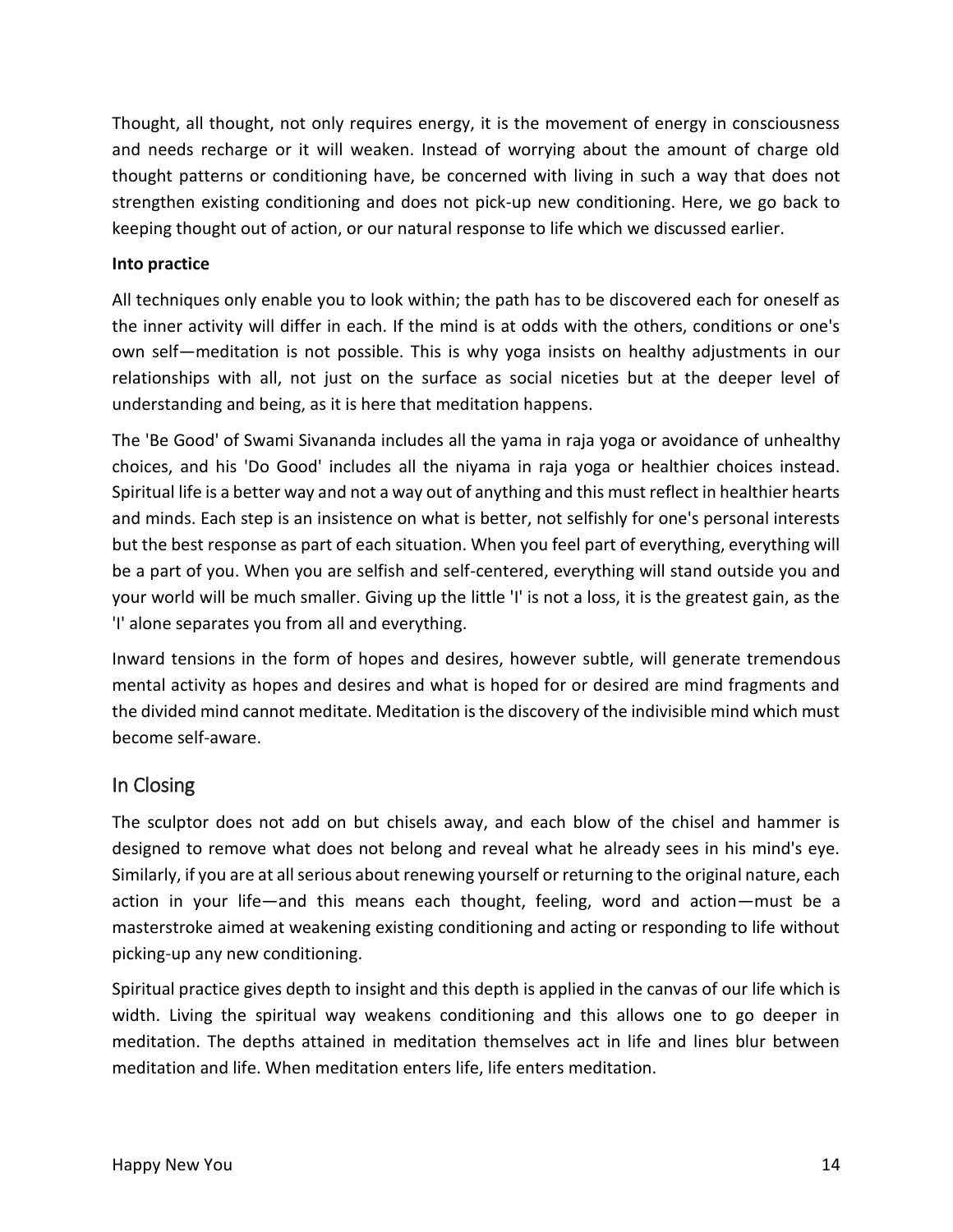Thought, all thought, not only requires energy, it is the movement of energy in consciousness and needs recharge or it will weaken. Instead of worrying about the amount of charge old thought patterns or conditioning have, be concerned with living in such a way that does not strengthen existing conditioning and does not pick-up new conditioning. Here, we go back to keeping thought out of action, or our natural response to life which we discussed earlier.

**Into practice**

All techniques only enable you to look within; the path has to be discovered each for oneself as the inner activity will differ in each. If the mind is at odds with the others, conditions or one's own self—meditation is not possible. This is why yoga insists on healthy adjustments in our relationships with all, not just on the surface as social niceties but at the deeper level of understanding and being, as it is here that meditation happens.

The 'Be Good' of Swami Sivananda includes all the yama in raja yoga or avoidance of unhealthy choices, and his 'Do Good' includes all the niyama in raja yoga or healthier choices instead. Spiritual life is a better way and not a way out of anything and this must reflect in healthier hearts and minds. Each step is an insistence on what is better, not selfishly for one's personal interests but the best response as part of each situation. When you feel part of everything, everything will be a part of you. When you are selfish and self-centered, everything will stand outside you and your world will be much smaller. Giving up the little 'I' is not a loss, it is the greatest gain, as the 'I' alone separates you from all and everything.

Inward tensions in the form of hopes and desires, however subtle, will generate tremendous mental activity as hopes and desires and what is hoped for or desired are mind fragments and the divided mind cannot meditate. Meditation is the discovery of the indivisible mind which must become self-aware.

## In Closing

The sculptor does not add on but chisels away, and each blow of the chisel and hammer is designed to remove what does not belong and reveal what he already sees in his mind's eye. Similarly, if you are at all serious about renewing yourself or returning to the original nature, each action in your life—and this means each thought, feeling, word and action—must be a masterstroke aimed at weakening existing conditioning and acting or responding to life without picking-up any new conditioning.

Spiritual practice gives depth to insight and this depth is applied in the canvas of our life which is width. Living the spiritual way weakens conditioning and this allows one to go deeper in meditation. The depths attained in meditation themselves act in life and lines blur between meditation and life. When meditation enters life, life enters meditation.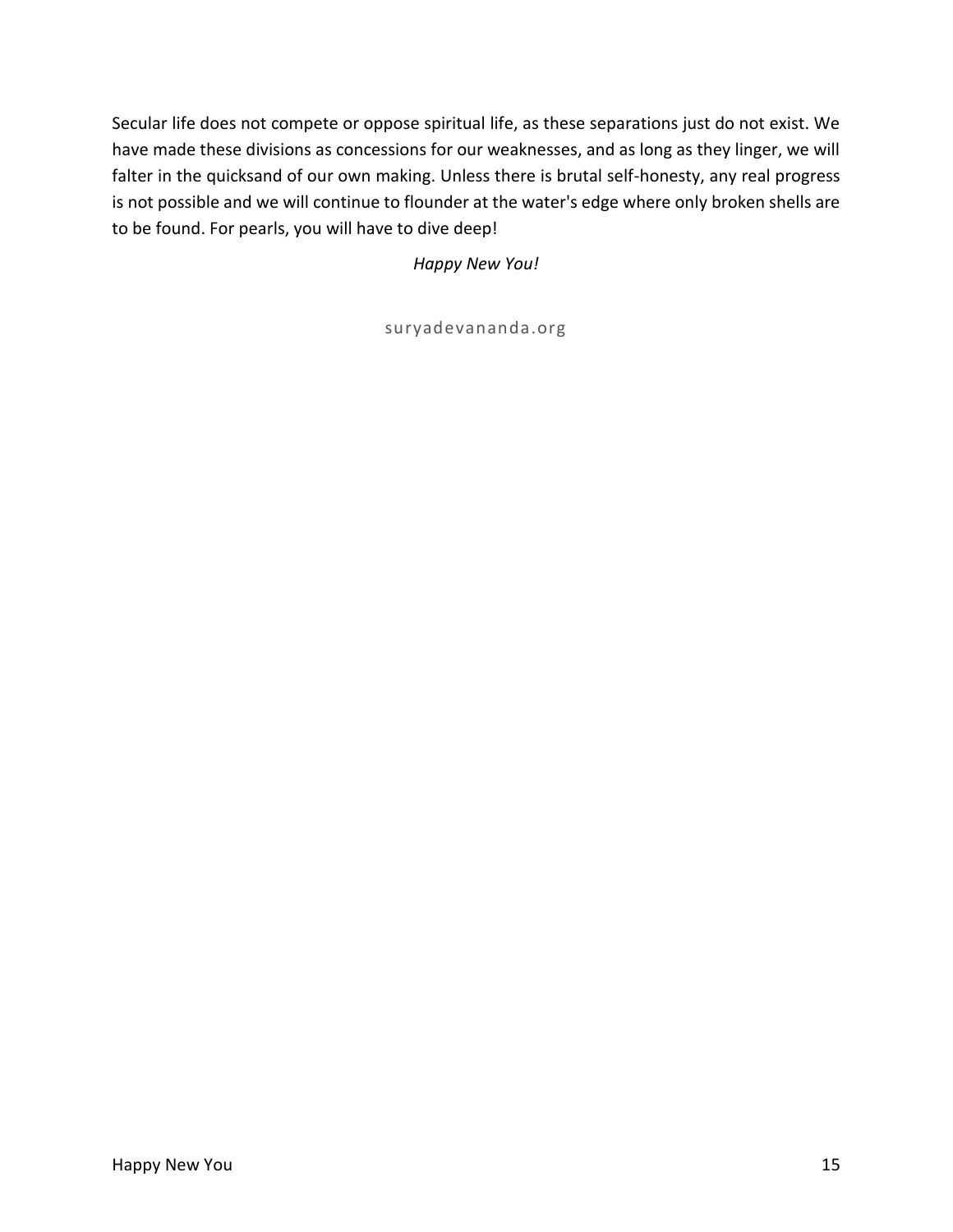Secular life does not compete or oppose spiritual life, as these separations just do not exist. We have made these divisions as concessions for our weaknesses, and as long as they linger, we will falter in the quicksand of our own making. Unless there is brutal self-honesty, any real progress is not possible and we will continue to flounder at the water's edge where only broken shells are to be found. For pearls, you will have to dive deep!

*Happy New You!*

suryadevananda.org